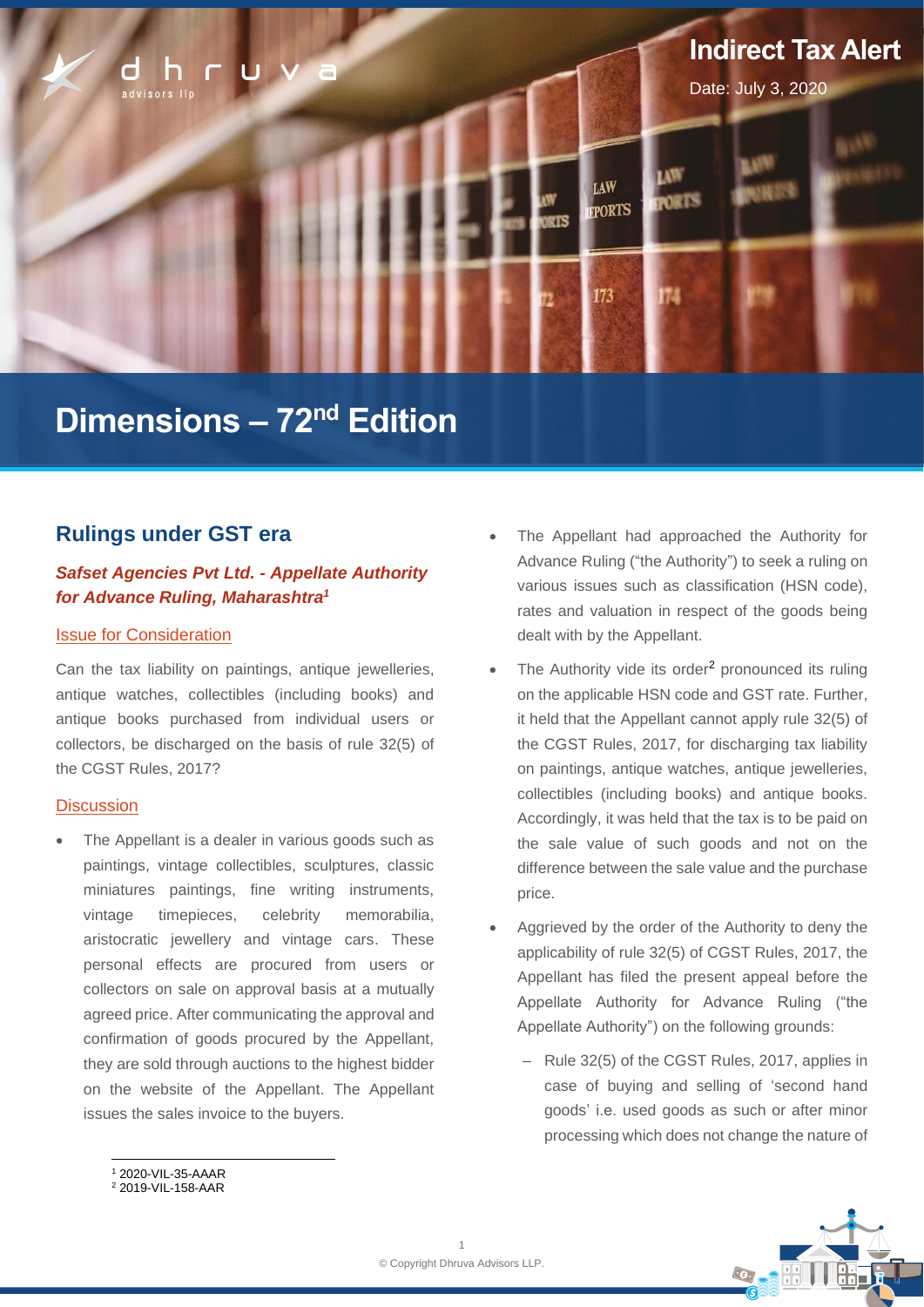# Indirect Tax Alert

Date: July 3, 2020

# Dimensions – 72nd Edition

## Rulings under GST era

### *Safset Agencies Pvt Ltd. - Appellate Authority for Advance Ruling, Maharashtra*[1]

#### Issue for Consideration

Can the tax liability on paintings, antique jewelleries, antique watches, collectibles (including books) and antique books purchased from individual users or collectors, be discharged on the basis of rule 32(5) of the CGST Rules, 2017?

#### Discussion

- The Appellant is a dealer in various goods such as paintings, vintage collectibles, sculptures, classic miniatures paintings, fine writing instruments, vintage timepieces, celebrity memorabilia, aristocratic jewellery and vintage cars. These personal effects are procured from users or collectors on sale on approval basis at a mutually agreed price. After communicating the approval and confirmation of goods procured by the Appellant, they are sold through auctions to the highest bidder on the website of the Appellant. The Appellant issues the sales invoice to the buyers.
- The Appellant had approached the Authority for Advance Ruling ("the Authority") to seek a ruling on various issues such as classification (HSN code), rates and valuation in respect of the goods being dealt with by the Appellant.
- The Authority vide its order[2] pronounced its ruling on the applicable HSN code and GST rate. Further, it held that the Appellant cannot apply rule 32(5) of the CGST Rules, 2017, for discharging tax liability on paintings, antique watches, antique jewelleries, collectibles (including books) and antique books. Accordingly, it was held that the tax is to be paid on the sale value of such goods and not on the difference between the sale value and the purchase price.
- Aggrieved by the order of the Authority to deny the applicability of rule 32(5) of CGST Rules, 2017, the Appellant has filed the present appeal before the Appellate Authority for Advance Ruling ("the Appellate Authority") on the following grounds:
  - Rule 32(5) of the CGST Rules, 2017, applies in case of buying and selling of 'second hand goods' i.e. used goods as such or after minor processing which does not change the nature of

---

[1] 2020-VIL-35-AAAR

[2] 2019-VIL-158-AAR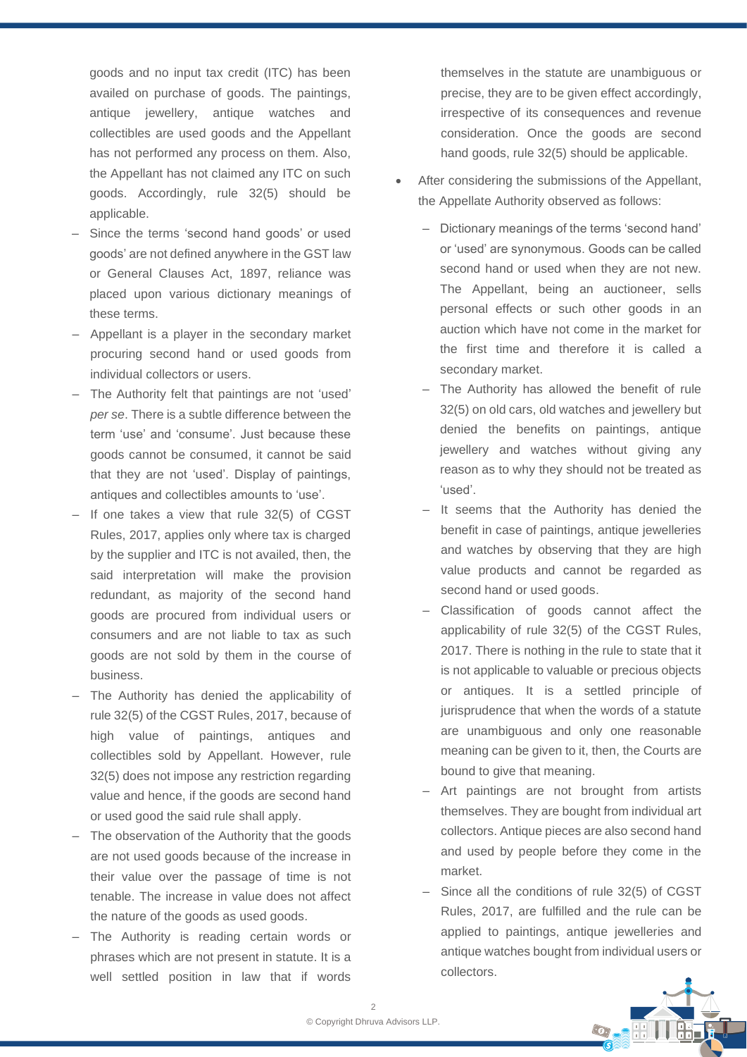goods and no input tax credit (ITC) has been availed on purchase of goods. The paintings, antique jewellery, antique watches and collectibles are used goods and the Appellant has not performed any process on them. Also, the Appellant has not claimed any ITC on such goods. Accordingly, rule 32(5) should be applicable.

- Since the terms 'second hand goods' or used goods' are not defined anywhere in the GST law or General Clauses Act, 1897, reliance was placed upon various dictionary meanings of these terms.
- Appellant is a player in the secondary market procuring second hand or used goods from individual collectors or users.
- The Authority felt that paintings are not 'used' *per se*. There is a subtle difference between the term 'use' and 'consume'. Just because these goods cannot be consumed, it cannot be said that they are not 'used'. Display of paintings, antiques and collectibles amounts to 'use'.
- If one takes a view that rule 32(5) of CGST Rules, 2017, applies only where tax is charged by the supplier and ITC is not availed, then, the said interpretation will make the provision redundant, as majority of the second hand goods are procured from individual users or consumers and are not liable to tax as such goods are not sold by them in the course of business.
- The Authority has denied the applicability of rule 32(5) of the CGST Rules, 2017, because of high value of paintings, antiques and collectibles sold by Appellant. However, rule 32(5) does not impose any restriction regarding value and hence, if the goods are second hand or used good the said rule shall apply.
- The observation of the Authority that the goods are not used goods because of the increase in their value over the passage of time is not tenable. The increase in value does not affect the nature of the goods as used goods.
- The Authority is reading certain words or phrases which are not present in statute. It is a well settled position in law that if words themselves in the statute are unambiguous or precise, they are to be given effect accordingly, irrespective of its consequences and revenue consideration. Once the goods are second hand goods, rule 32(5) should be applicable.

- After considering the submissions of the Appellant, the Appellate Authority observed as follows:
  - Dictionary meanings of the terms 'second hand' or 'used' are synonymous. Goods can be called second hand or used when they are not new. The Appellant, being an auctioneer, sells personal effects or such other goods in an auction which have not come in the market for the first time and therefore it is called a secondary market.
  - The Authority has allowed the benefit of rule 32(5) on old cars, old watches and jewellery but denied the benefits on paintings, antique jewellery and watches without giving any reason as to why they should not be treated as 'used'.
  - It seems that the Authority has denied the benefit in case of paintings, antique jewelleries and watches by observing that they are high value products and cannot be regarded as second hand or used goods.
  - Classification of goods cannot affect the applicability of rule 32(5) of the CGST Rules, 2017. There is nothing in the rule to state that it is not applicable to valuable or precious objects or antiques. It is a settled principle of jurisprudence that when the words of a statute are unambiguous and only one reasonable meaning can be given to it, then, the Courts are bound to give that meaning.
  - Art paintings are not brought from artists themselves. They are bought from individual art collectors. Antique pieces are also second hand and used by people before they come in the market.
  - Since all the conditions of rule 32(5) of CGST Rules, 2017, are fulfilled and the rule can be applied to paintings, antique jewelleries and antique watches bought from individual users or collectors.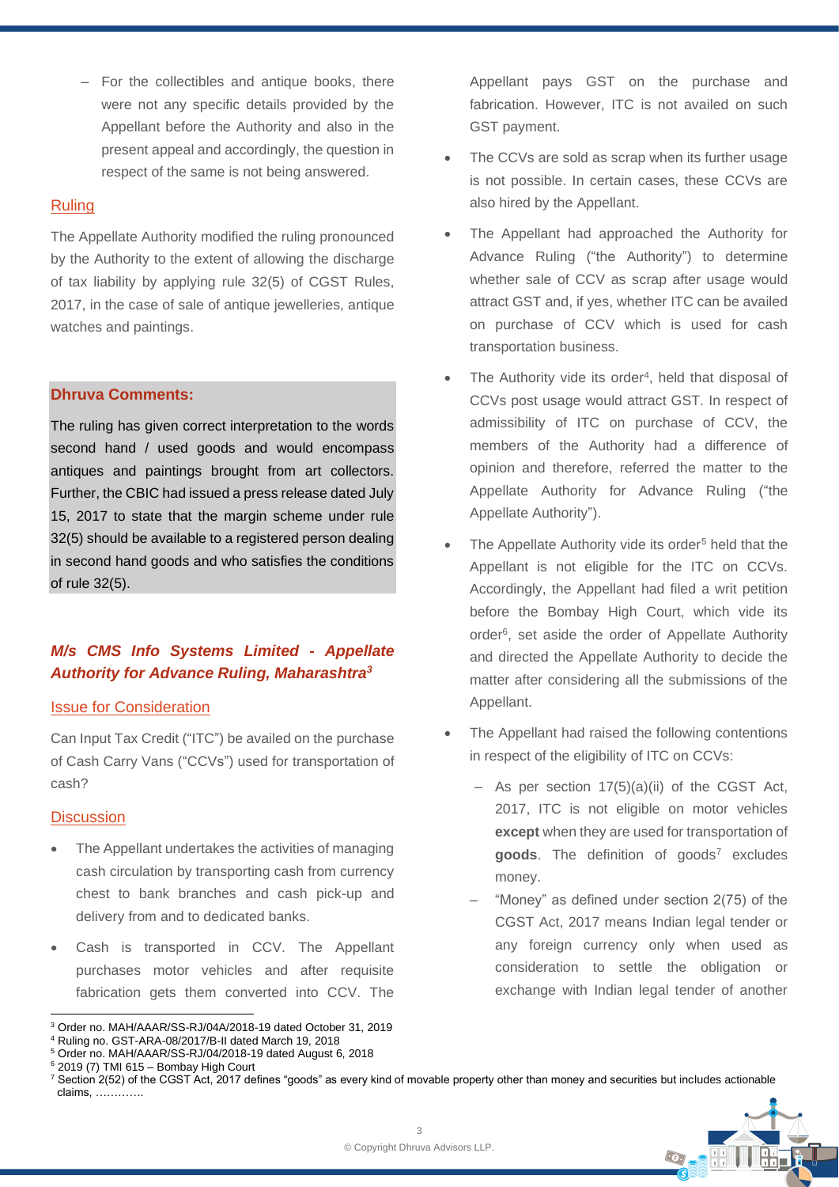- For the collectibles and antique books, there were not any specific details provided by the Appellant before the Authority and also in the present appeal and accordingly, the question in respect of the same is not being answered.

### Ruling

The Appellate Authority modified the ruling pronounced by the Authority to the extent of allowing the discharge of tax liability by applying rule 32(5) of CGST Rules, 2017, in the case of sale of antique jewelleries, antique watches and paintings.

**Dhruva Comments:**

The ruling has given correct interpretation to the words second hand / used goods and would encompass antiques and paintings brought from art collectors. Further, the CBIC had issued a press release dated July 15, 2017 to state that the margin scheme under rule 32(5) should be available to a registered person dealing in second hand goods and who satisfies the conditions of rule 32(5).

## *M/s CMS Info Systems Limited - Appellate Authority for Advance Ruling, Maharashtra*[3]

### Issue for Consideration

Can Input Tax Credit ("ITC") be availed on the purchase of Cash Carry Vans ("CCVs") used for transportation of cash?

### Discussion

- The Appellant undertakes the activities of managing cash circulation by transporting cash from currency chest to bank branches and cash pick-up and delivery from and to dedicated banks.
- Cash is transported in CCV. The Appellant purchases motor vehicles and after requisite fabrication gets them converted into CCV. The Appellant pays GST on the purchase and fabrication. However, ITC is not availed on such GST payment.
- The CCVs are sold as scrap when its further usage is not possible. In certain cases, these CCVs are also hired by the Appellant.
- The Appellant had approached the Authority for Advance Ruling ("the Authority") to determine whether sale of CCV as scrap after usage would attract GST and, if yes, whether ITC can be availed on purchase of CCV which is used for cash transportation business.
- The Authority vide its order[4], held that disposal of CCVs post usage would attract GST. In respect of admissibility of ITC on purchase of CCV, the members of the Authority had a difference of opinion and therefore, referred the matter to the Appellate Authority for Advance Ruling ("the Appellate Authority").
- The Appellate Authority vide its order[5] held that the Appellant is not eligible for the ITC on CCVs. Accordingly, the Appellant had filed a writ petition before the Bombay High Court, which vide its order[6], set aside the order of Appellate Authority and directed the Appellate Authority to decide the matter after considering all the submissions of the Appellant.
- The Appellant had raised the following contentions in respect of the eligibility of ITC on CCVs:
  - As per section 17(5)(a)(ii) of the CGST Act, 2017, ITC is not eligible on motor vehicles **except** when they are used for transportation of **goods**. The definition of goods[7] excludes money.
  - "Money" as defined under section 2(75) of the CGST Act, 2017 means Indian legal tender or any foreign currency only when used as consideration to settle the obligation or exchange with Indian legal tender of another

---

[3] Order no. MAH/AAAR/SS-RJ/04A/2018-19 dated October 31, 2019
[4] Ruling no. GST-ARA-08/2017/B-II dated March 19, 2018
[5] Order no. MAH/AAAR/SS-RJ/04/2018-19 dated August 6, 2018
[6] 2019 (7) TMI 615 – Bombay High Court
[7] Section 2(52) of the CGST Act, 2017 defines "goods" as every kind of movable property other than money and securities but includes actionable claims, ………….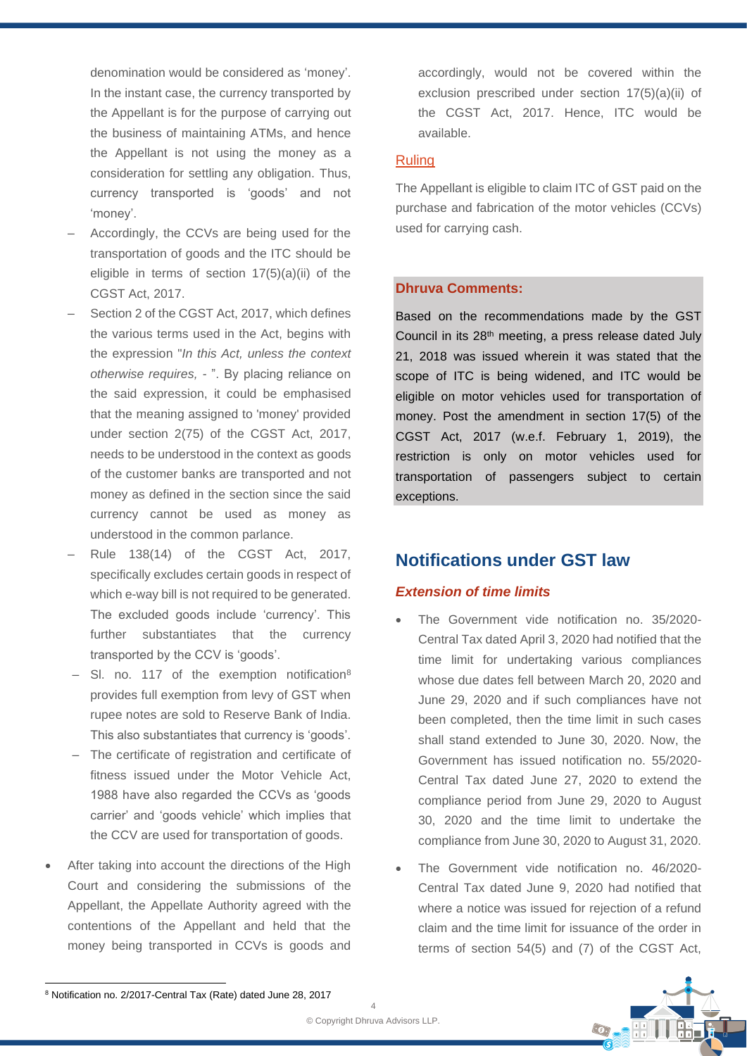denomination would be considered as 'money'. In the instant case, the currency transported by the Appellant is for the purpose of carrying out the business of maintaining ATMs, and hence the Appellant is not using the money as a consideration for settling any obligation. Thus, currency transported is 'goods' and not 'money'.

- Accordingly, the CCVs are being used for the transportation of goods and the ITC should be eligible in terms of section 17(5)(a)(ii) of the CGST Act, 2017.
- Section 2 of the CGST Act, 2017, which defines the various terms used in the Act, begins with the expression "*In this Act, unless the context otherwise requires, -* ". By placing reliance on the said expression, it could be emphasised that the meaning assigned to 'money' provided under section 2(75) of the CGST Act, 2017, needs to be understood in the context as goods of the customer banks are transported and not money as defined in the section since the said currency cannot be used as money as understood in the common parlance.
- Rule 138(14) of the CGST Act, 2017, specifically excludes certain goods in respect of which e-way bill is not required to be generated. The excluded goods include 'currency'. This further substantiates that the currency transported by the CCV is 'goods'.
- Sl. no. 117 of the exemption notification[8] provides full exemption from levy of GST when rupee notes are sold to Reserve Bank of India. This also substantiates that currency is 'goods'.
- The certificate of registration and certificate of fitness issued under the Motor Vehicle Act, 1988 have also regarded the CCVs as 'goods carrier' and 'goods vehicle' which implies that the CCV are used for transportation of goods.

- After taking into account the directions of the High Court and considering the submissions of the Appellant, the Appellate Authority agreed with the contentions of the Appellant and held that the money being transported in CCVs is goods and accordingly, would not be covered within the exclusion prescribed under section 17(5)(a)(ii) of the CGST Act, 2017. Hence, ITC would be available.

Ruling

The Appellant is eligible to claim ITC of GST paid on the purchase and fabrication of the motor vehicles (CCVs) used for carrying cash.

**Dhruva Comments:**

Based on the recommendations made by the GST Council in its 28th meeting, a press release dated July 21, 2018 was issued wherein it was stated that the scope of ITC is being widened, and ITC would be eligible on motor vehicles used for transportation of money. Post the amendment in section 17(5) of the CGST Act, 2017 (w.e.f. February 1, 2019), the restriction is only on motor vehicles used for transportation of passengers subject to certain exceptions.

## Notifications under GST law

### *Extension of time limits*

- The Government vide notification no. 35/2020-Central Tax dated April 3, 2020 had notified that the time limit for undertaking various compliances whose due dates fell between March 20, 2020 and June 29, 2020 and if such compliances have not been completed, then the time limit in such cases shall stand extended to June 30, 2020. Now, the Government has issued notification no. 55/2020-Central Tax dated June 27, 2020 to extend the compliance period from June 29, 2020 to August 30, 2020 and the time limit to undertake the compliance from June 30, 2020 to August 31, 2020.
- The Government vide notification no. 46/2020-Central Tax dated June 9, 2020 had notified that where a notice was issued for rejection of a refund claim and the time limit for issuance of the order in terms of section 54(5) and (7) of the CGST Act,

[8] Notification no. 2/2017-Central Tax (Rate) dated June 28, 2017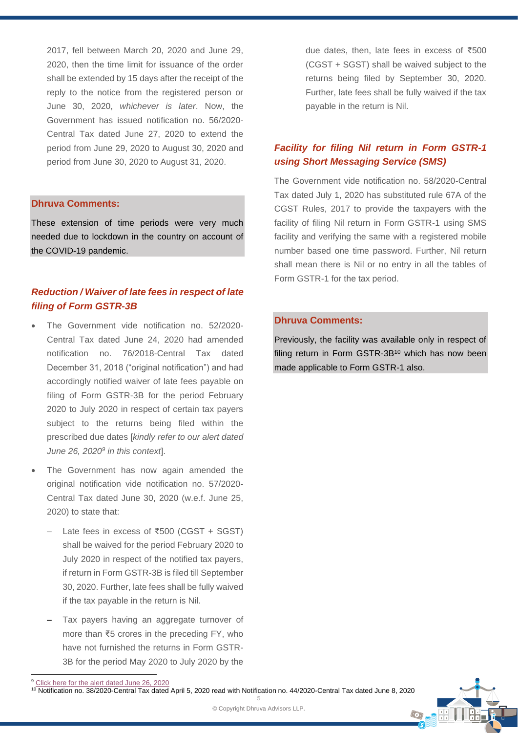2017, fell between March 20, 2020 and June 29, 2020, then the time limit for issuance of the order shall be extended by 15 days after the receipt of the reply to the notice from the registered person or June 30, 2020, *whichever is later*. Now, the Government has issued notification no. 56/2020-Central Tax dated June 27, 2020 to extend the period from June 29, 2020 to August 30, 2020 and period from June 30, 2020 to August 31, 2020.

**Dhruva Comments:**

These extension of time periods were very much needed due to lockdown in the country on account of the COVID-19 pandemic.

### *Reduction / Waiver of late fees in respect of late filing of Form GSTR-3B*

- The Government vide notification no. 52/2020-Central Tax dated June 24, 2020 had amended notification no. 76/2018-Central Tax dated December 31, 2018 ("original notification") and had accordingly notified waiver of late fees payable on filing of Form GSTR-3B for the period February 2020 to July 2020 in respect of certain tax payers subject to the returns being filed within the prescribed due dates [*kindly refer to our alert dated June 26, 2020*[9] *in this context*].
- The Government has now again amended the original notification vide notification no. 57/2020-Central Tax dated June 30, 2020 (w.e.f. June 25, 2020) to state that:
  - Late fees in excess of ₹500 (CGST + SGST) shall be waived for the period February 2020 to July 2020 in respect of the notified tax payers, if return in Form GSTR-3B is filed till September 30, 2020. Further, late fees shall be fully waived if the tax payable in the return is Nil.
  - Tax payers having an aggregate turnover of more than ₹5 crores in the preceding FY, who have not furnished the returns in Form GSTR-3B for the period May 2020 to July 2020 by the due dates, then, late fees in excess of ₹500 (CGST + SGST) shall be waived subject to the returns being filed by September 30, 2020. Further, late fees shall be fully waived if the tax payable in the return is Nil.

### *Facility for filing Nil return in Form GSTR-1 using Short Messaging Service (SMS)*

The Government vide notification no. 58/2020-Central Tax dated July 1, 2020 has substituted rule 67A of the CGST Rules, 2017 to provide the taxpayers with the facility of filing Nil return in Form GSTR-1 using SMS facility and verifying the same with a registered mobile number based one time password. Further, Nil return shall mean there is Nil or no entry in all the tables of Form GSTR-1 for the tax period.

**Dhruva Comments:**

Previously, the facility was available only in respect of filing return in Form GSTR-3B[10] which has now been made applicable to Form GSTR-1 also.

---

[9] Click here for the alert dated June 26, 2020

[10] Notification no. 38/2020-Central Tax dated April 5, 2020 read with Notification no. 44/2020-Central Tax dated June 8, 2020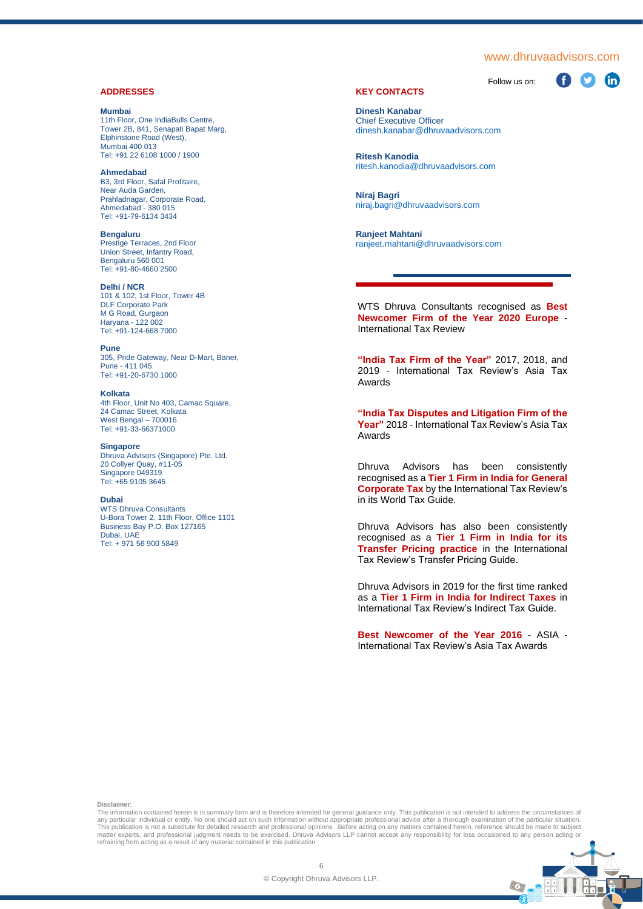www.dhruvaadvisors.com

Follow us on:

## ADDRESSES

**Mumbai**
11th Floor, One IndiaBulls Centre,
Tower 2B, 841, Senapati Bapat Marg,
Elphinstone Road (West),
Mumbai 400 013
Tel: +91 22 6108 1000 / 1900

**Ahmedabad**
B3, 3rd Floor, Safal Profitaire,
Near Auda Garden,
Prahladnagar, Corporate Road,
Ahmedabad - 380 015
Tel: +91-79-6134 3434

**Bengaluru**
Prestige Terraces, 2nd Floor
Union Street, Infantry Road,
Bengaluru 560 001
Tel: +91-80-4660 2500

**Delhi / NCR**
101 & 102, 1st Floor, Tower 4B
DLF Corporate Park
M G Road, Gurgaon
Haryana - 122 002
Tel: +91-124-668 7000

**Pune**
305, Pride Gateway, Near D-Mart, Baner,
Pune - 411 045
Tel: +91-20-6730 1000

**Kolkata**
4th Floor, Unit No 403, Camac Square,
24 Camac Street, Kolkata
West Bengal – 700016
Tel: +91-33-66371000

**Singapore**
Dhruva Advisors (Singapore) Pte. Ltd.
20 Collyer Quay, #11-05
Singapore 049319
Tel: +65 9105 3645

**Dubai**
WTS Dhruva Consultants
U-Bora Tower 2, 11th Floor, Office 1101
Business Bay P.O. Box 127165
Dubai, UAE
Tel: + 971 56 900 5849

## KEY CONTACTS

**Dinesh Kanabar**
Chief Executive Officer
dinesh.kanabar@dhruvaadvisors.com

**Ritesh Kanodia**
ritesh.kanodia@dhruvaadvisors.com

**Niraj Bagri**
niraj.bagri@dhruvaadvisors.com

**Ranjeet Mahtani**
ranjeet.mahtani@dhruvaadvisors.com

WTS Dhruva Consultants recognised as **Best Newcomer Firm of the Year 2020 Europe** - International Tax Review

**"India Tax Firm of the Year"** 2017, 2018, and 2019 - International Tax Review's Asia Tax Awards

**"India Tax Disputes and Litigation Firm of the Year"** 2018 - International Tax Review's Asia Tax Awards

Dhruva Advisors has been consistently recognised as a **Tier 1 Firm in India for General Corporate Tax** by the International Tax Review's in its World Tax Guide.

Dhruva Advisors has also been consistently recognised as a **Tier 1 Firm in India for its Transfer Pricing practice** in the International Tax Review's Transfer Pricing Guide.

Dhruva Advisors in 2019 for the first time ranked as a **Tier 1 Firm in India for Indirect Taxes** in International Tax Review's Indirect Tax Guide.

**Best Newcomer of the Year 2016** - ASIA - International Tax Review's Asia Tax Awards

**Disclaimer:**
The information contained herein is in summary form and is therefore intended for general guidance only. This publication is not intended to address the circumstances of any particular individual or entity. No one should act on such information without appropriate professional advice after a thorough examination of the particular situation. This publication is not a substitute for detailed research and professional opinions. Before acting on any matters contained herein, reference should be made to subject matter experts, and professional judgment needs to be exercised. Dhruva Advisors LLP cannot accept any responsibility for loss occasioned to any person acting or refraining from acting as a result of any material contained in this publication

© Copyright Dhruva Advisors LLP.